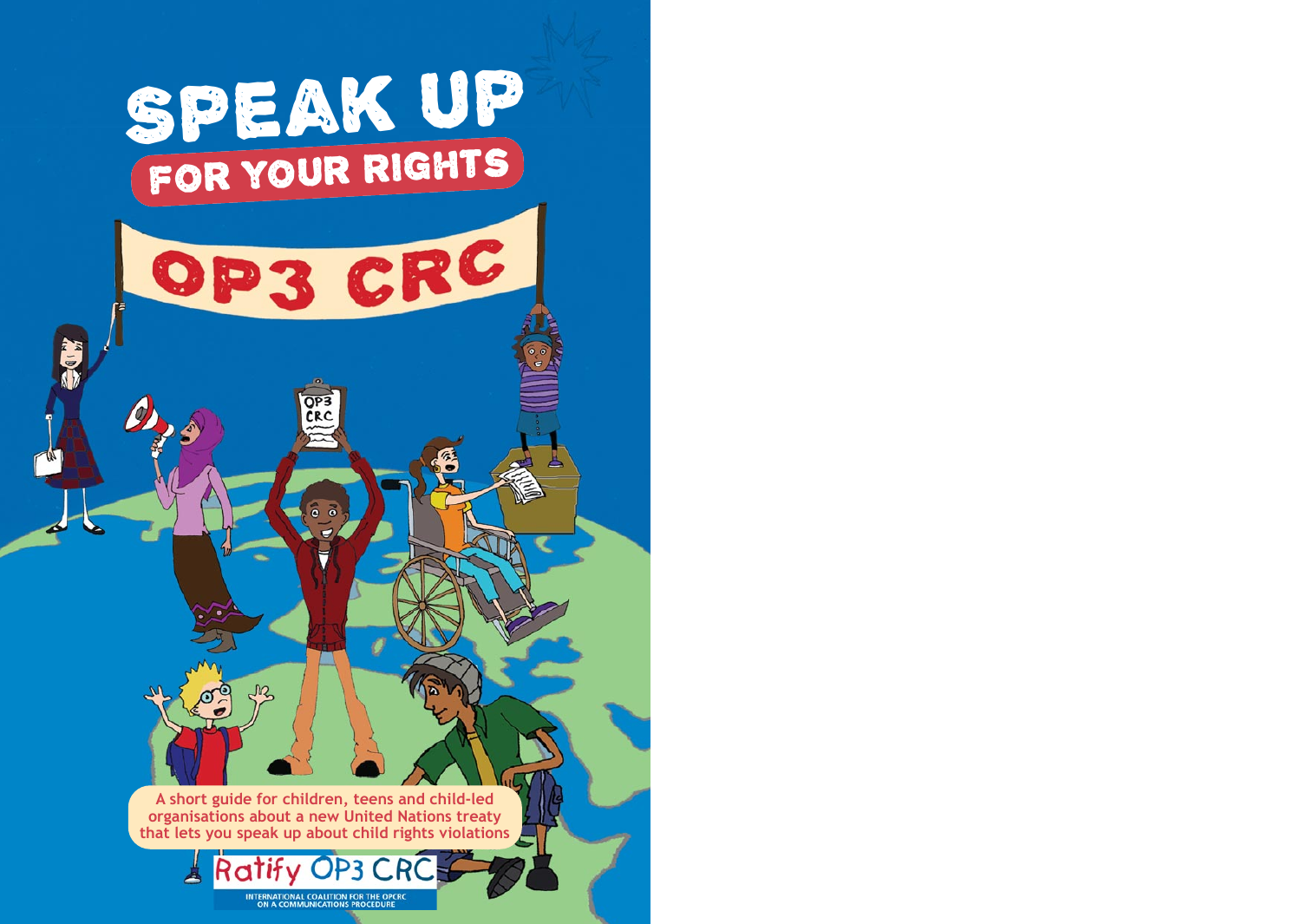# SPEAK UP

## FOR YOUR RIGHTS

# OP3 CRC

A short guide for children, teens and child-led organisations about a new United Nations treaty that lets you speak up about child rights violations

Ratify OP3 CRC

INTERNATIONAL COALITION FOR THE OPCRC ON A COMMUNICATIONS PROCEDURE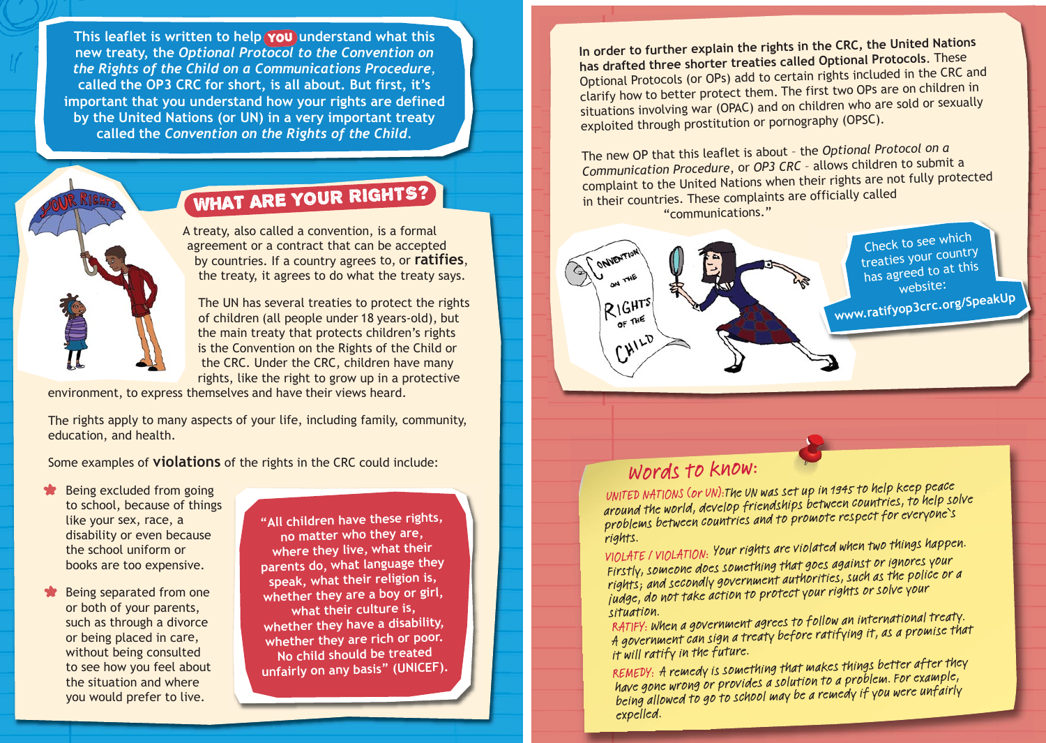This leaflet is written to help **YOU** understand what this new treaty, the *Optional Protocol to the Convention on the Rights of the Child on a Communications Procedure*, called the OP3 CRC for short, is all about. But first, it's important that you understand how your rights are defined by the United Nations (or UN) in a very important treaty called the *Convention on the Rights of the Child*.

## WHAT ARE YOUR RIGHTS?

A treaty, also called a convention, is a formal agreement or a contract that can be accepted by countries. If a country agrees to, or **ratifies**, the treaty, it agrees to do what the treaty says.

The UN has several treaties to protect the rights of children (all people under 18 years-old), but the main treaty that protects children's rights is the Convention on the Rights of the Child or the CRC. Under the CRC, children have many rights, like the right to grow up in a protective environment, to express themselves and have their views heard.

The rights apply to many aspects of your life, including family, community, education, and health.

Some examples of **violations** of the rights in the CRC could include:

- Being excluded from going to school, because of things like your sex, race, a disability or even because the school uniform or books are too expensive.
- Being separated from one or both of your parents, such as through a divorce or being placed in care, without being consulted to see how you feel about the situation and where you would prefer to live.

"All children have these rights, no matter who they are, where they live, what their parents do, what language they speak, what their religion is, whether they are a boy or girl, what their culture is, whether they have a disability, whether they are rich or poor. No child should be treated unfairly on any basis" (UNICEF).

In order to further explain the rights in the CRC, the United Nations has drafted three shorter treaties called Optional Protocols. These Optional Protocols (or OPs) add to certain rights included in the CRC and clarify how to better protect them. The first two OPs are on children in situations involving war (OPAC) and on children who are sold or sexually exploited through prostitution or pornography (OPSC).

The new OP that this leaflet is about – the *Optional Protocol on a Communication Procedure*, or *OP3 CRC* – allows children to submit a complaint to the United Nations when their rights are not fully protected in their countries. These complaints are officially called "communications."

Check to see which treaties your country has agreed to at this website: **www.ratifyop3crc.org/SpeakUp**

## Words to know:

UNITED NATIONS (or UN): The UN was set up in 1945 to help keep peace around the world, develop friendships between countries, to help solve problems between countries and to promote respect for everyone's rights.

VIOLATE / VIOLATION: Your rights are violated when two things happen. Firstly, someone does something that goes against or ignores your rights; and secondly government authorities, such as the police or a judge, do not take action to protect your rights or solve your situation.

RATIFY: When a government agrees to follow an international treaty. A government can sign a treaty before ratifying it, as a promise that it will ratify in the future.

REMEDY: A remedy is something that makes things better after they have gone wrong or provides a solution to a problem. For example, being allowed to go to school may be a remedy if you were unfairly expelled.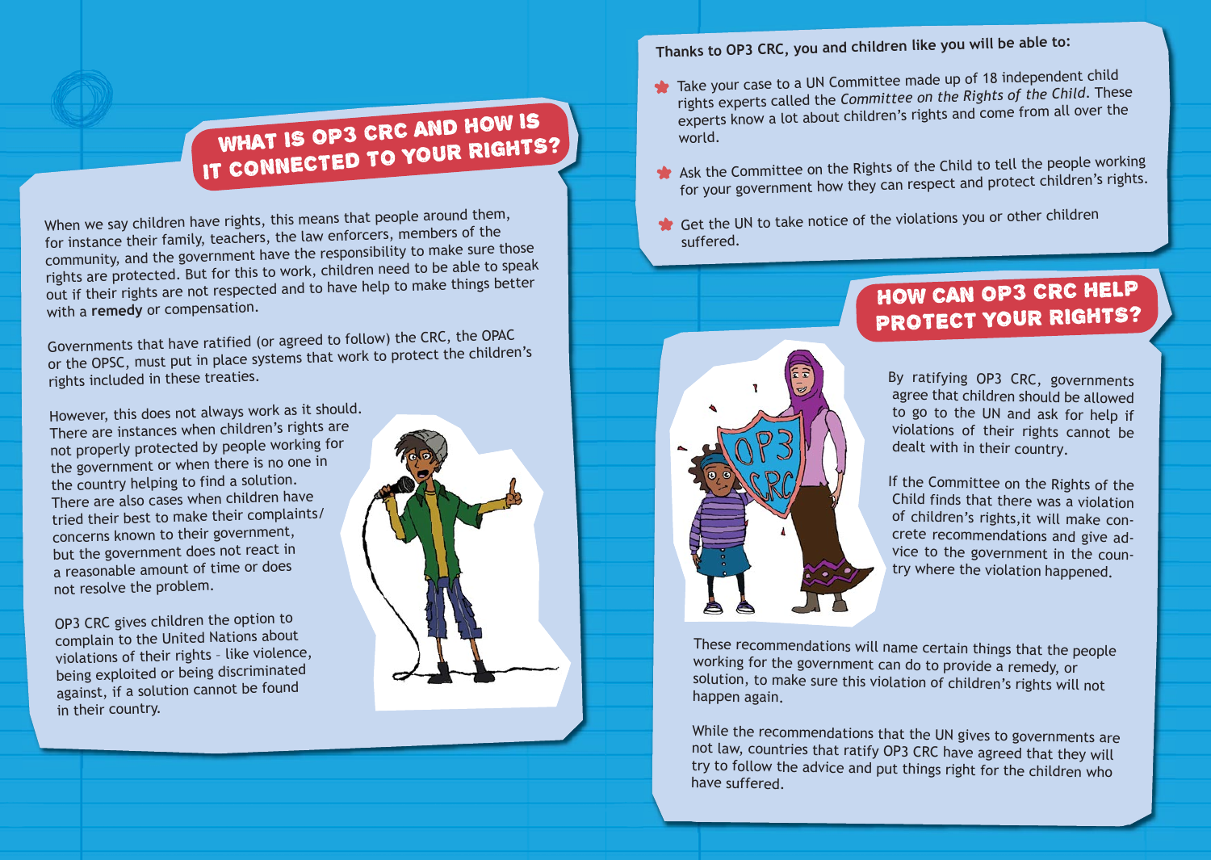## WHAT IS OP3 CRC AND HOW IS IT CONNECTED TO YOUR RIGHTS?

When we say children have rights, this means that people around them, for instance their family, teachers, the law enforcers, members of the community, and the government have the responsibility to make sure those rights are protected. But for this to work, children need to be able to speak out if their rights are not respected and to have help to make things better with a **remedy** or compensation.

Governments that have ratified (or agreed to follow) the CRC, the OPAC or the OPSC, must put in place systems that work to protect the children's rights included in these treaties.

However, this does not always work as it should. There are instances when children's rights are not properly protected by people working for the government or when there is no one in the country helping to find a solution. There are also cases when children have tried their best to make their complaints/ concerns known to their government, but the government does not react in a reasonable amount of time or does not resolve the problem.

OP3 CRC gives children the option to complain to the United Nations about violations of their rights - like violence, being exploited or being discriminated against, if a solution cannot be found in their country.

**Thanks to OP3 CRC, you and children like you will be able to:**

- Take your case to a UN Committee made up of 18 independent child rights experts called the *Committee on the Rights of the Child*. These experts know a lot about children's rights and come from all over the world.
- Ask the Committee on the Rights of the Child to tell the people working for your government how they can respect and protect children's rights.
- Get the UN to take notice of the violations you or other children suffered.

## HOW CAN OP3 CRC HELP PROTECT YOUR RIGHTS?

By ratifying OP3 CRC, governments agree that children should be allowed to go to the UN and ask for help if violations of their rights cannot be dealt with in their country.

If the Committee on the Rights of the Child finds that there was a violation of children's rights, it will make concrete recommendations and give advice to the government in the country where the violation happened.

These recommendations will name certain things that the people working for the government can do to provide a remedy, or solution, to make sure this violation of children's rights will not happen again.

While the recommendations that the UN gives to governments are not law, countries that ratify OP3 CRC have agreed that they will try to follow the advice and put things right for the children who have suffered.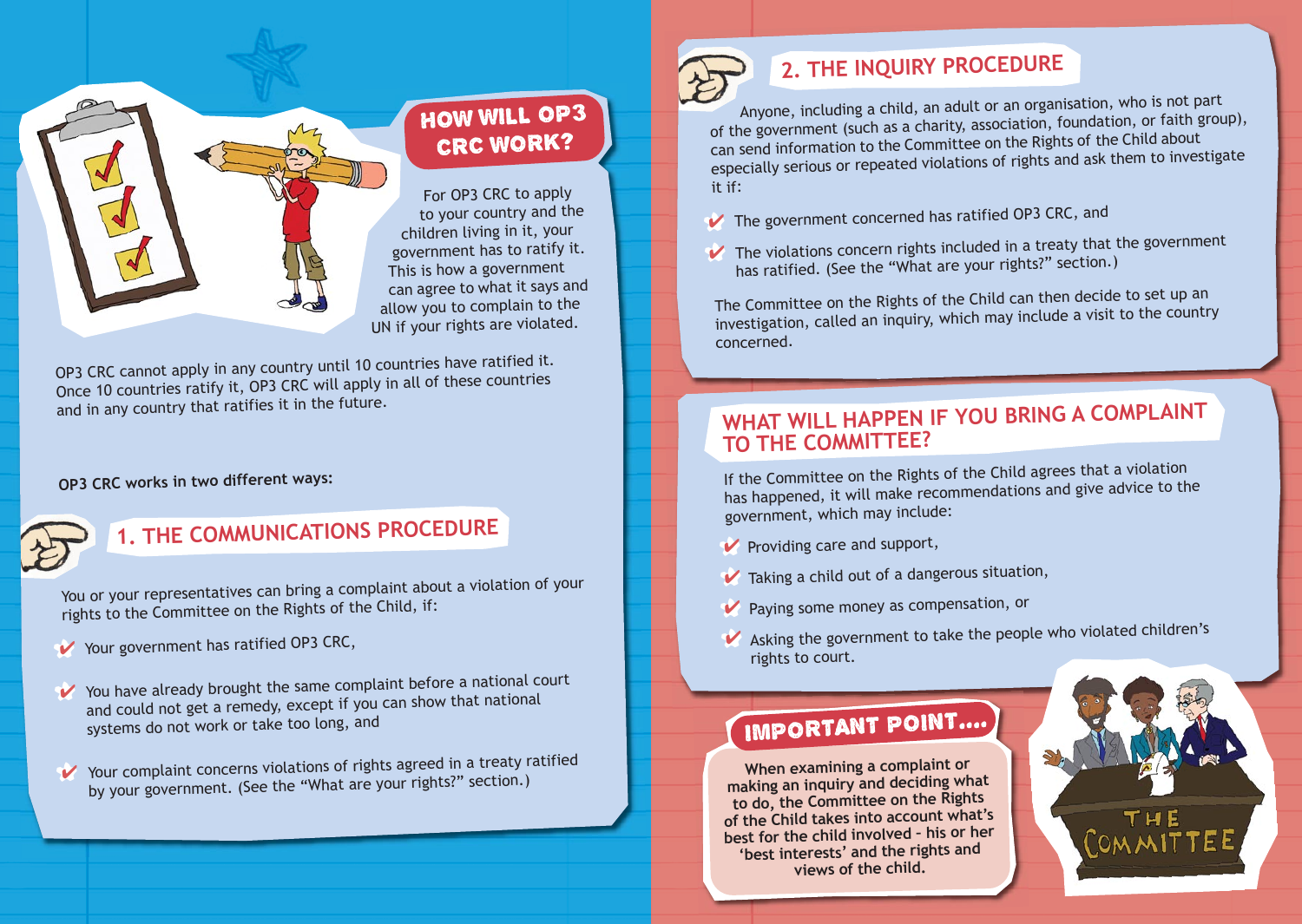## HOW WILL OP3 CRC WORK?

For OP3 CRC to apply to your country and the children living in it, your government has to ratify it. This is how a government can agree to what it says and allow you to complain to the UN if your rights are violated.

OP3 CRC cannot apply in any country until 10 countries have ratified it. Once 10 countries ratify it, OP3 CRC will apply in all of these countries and in any country that ratifies it in the future.

**OP3 CRC works in two different ways:**

### 1. THE COMMUNICATIONS PROCEDURE

You or your representatives can bring a complaint about a violation of your rights to the Committee on the Rights of the Child, if:

- Your government has ratified OP3 CRC,
- You have already brought the same complaint before a national court and could not get a remedy, except if you can show that national systems do not work or take too long, and
- Your complaint concerns violations of rights agreed in a treaty ratified by your government. (See the "What are your rights?" section.)

### 2. THE INQUIRY PROCEDURE

Anyone, including a child, an adult or an organisation, who is not part of the government (such as a charity, association, foundation, or faith group), can send information to the Committee on the Rights of the Child about especially serious or repeated violations of rights and ask them to investigate it if:

- The government concerned has ratified OP3 CRC, and
- The violations concern rights included in a treaty that the government has ratified. (See the "What are your rights?" section.)

The Committee on the Rights of the Child can then decide to set up an investigation, called an inquiry, which may include a visit to the country concerned.

## WHAT WILL HAPPEN IF YOU BRING A COMPLAINT TO THE COMMITTEE?

If the Committee on the Rights of the Child agrees that a violation has happened, it will make recommendations and give advice to the government, which may include:

- Providing care and support,
- Taking a child out of a dangerous situation,
- Paying some money as compensation, or
- Asking the government to take the people who violated children's rights to court.

### IMPORTANT POINT....

**When examining a complaint or making an inquiry and deciding what to do, the Committee on the Rights of the Child takes into account what's best for the child involved - his or her 'best interests' and the rights and views of the child.**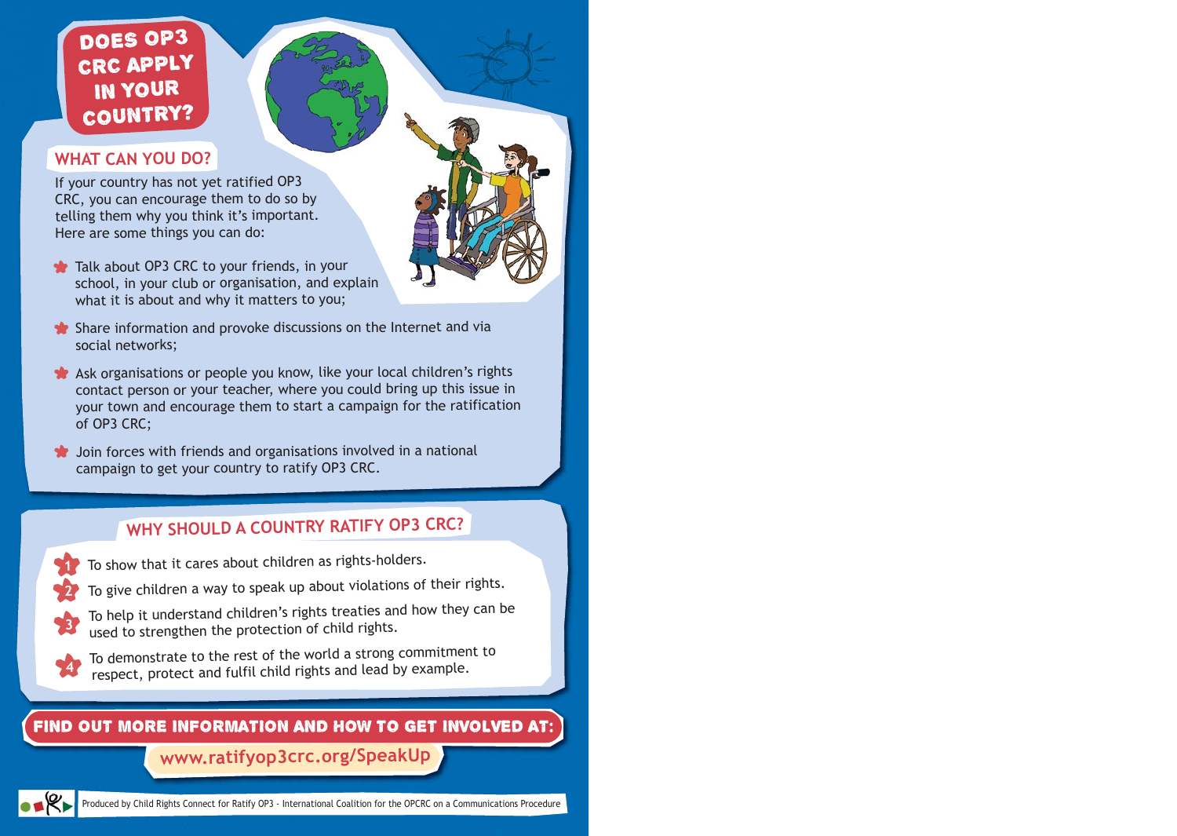# DOES OP3 CRC APPLY IN YOUR COUNTRY?

## WHAT CAN YOU DO?

If your country has not yet ratified OP3 CRC, you can encourage them to do so by telling them why you think it's important. Here are some things you can do:

- Talk about OP3 CRC to your friends, in your school, in your club or organisation, and explain what it is about and why it matters to you;
- Share information and provoke discussions on the Internet and via social networks;
- Ask organisations or people you know, like your local children's rights contact person or your teacher, where you could bring up this issue in your town and encourage them to start a campaign for the ratification of OP3 CRC;
- Join forces with friends and organisations involved in a national campaign to get your country to ratify OP3 CRC.

## WHY SHOULD A COUNTRY RATIFY OP3 CRC?

1. To show that it cares about children as rights-holders.
2. To give children a way to speak up about violations of their rights.
3. To help it understand children's rights treaties and how they can be used to strengthen the protection of child rights.
4. To demonstrate to the rest of the world a strong commitment to respect, protect and fulfil child rights and lead by example.

**FIND OUT MORE INFORMATION AND HOW TO GET INVOLVED AT:**

www.ratifyop3crc.org/SpeakUp

Produced by Child Rights Connect for Ratify OP3 - International Coalition for the OPCRC on a Communications Procedure